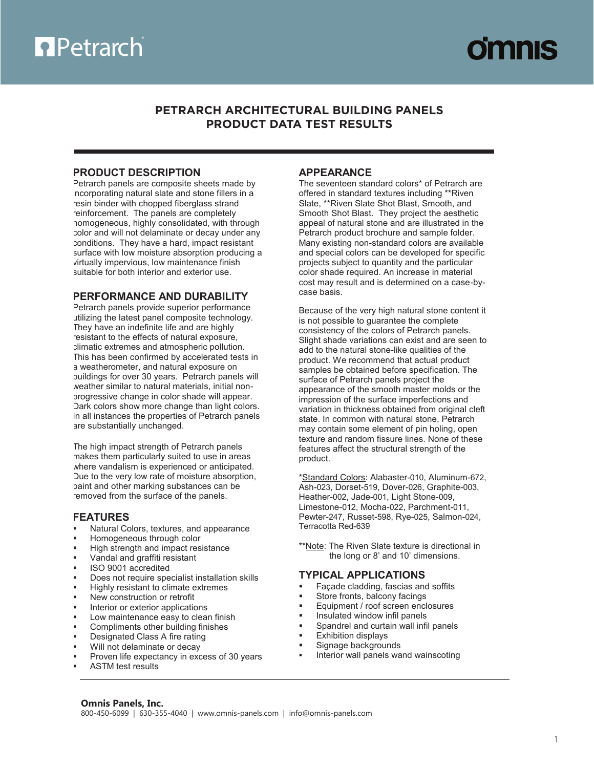# PETRARCH ARCHITECTURAL BUILDING PANELS
# PRODUCT DATA TEST RESULTS

## PRODUCT DESCRIPTION

Petrarch panels are composite sheets made by incorporating natural slate and stone fillers in a resin binder with chopped fiberglass strand reinforcement. The panels are completely homogeneous, highly consolidated, with through color and will not delaminate or decay under any conditions. They have a hard, impact resistant surface with low moisture absorption producing a virtually impervious, low maintenance finish suitable for both interior and exterior use.

## PERFORMANCE AND DURABILITY

Petrarch panels provide superior performance utilizing the latest panel composite technology. They have an indefinite life and are highly resistant to the effects of natural exposure, climatic extremes and atmospheric pollution. This has been confirmed by accelerated tests in a weatherometer, and natural exposure on buildings for over 30 years. Petrarch panels will weather similar to natural materials, initial non-progressive change in color shade will appear. Dark colors show more change than light colors. In all instances the properties of Petrarch panels are substantially unchanged.

The high impact strength of Petrarch panels makes them particularly suited to use in areas where vandalism is experienced or anticipated. Due to the very low rate of moisture absorption, paint and other marking substances can be removed from the surface of the panels.

## FEATURES

- Natural Colors, textures, and appearance
- Homogeneous through color
- High strength and impact resistance
- Vandal and graffiti resistant
- ISO 9001 accredited
- Does not require specialist installation skills
- Highly resistant to climate extremes
- New construction or retrofit
- Interior or exterior applications
- Low maintenance easy to clean finish
- Compliments other building finishes
- Designated Class A fire rating
- Will not delaminate or decay
- Proven life expectancy in excess of 30 years
- ASTM test results

## APPEARANCE

The seventeen standard colors* of Petrarch are offered in standard textures including **Riven Slate, **Riven Slate Shot Blast, Smooth, and Smooth Shot Blast. They project the aesthetic appeal of natural stone and are illustrated in the Petrarch product brochure and sample folder. Many existing non-standard colors are available and special colors can be developed for specific projects subject to quantity and the particular color shade required. An increase in material cost may result and is determined on a case-by-case basis.

Because of the very high natural stone content it is not possible to guarantee the complete consistency of the colors of Petrarch panels. Slight shade variations can exist and are seen to add to the natural stone-like qualities of the product. We recommend that actual product samples be obtained before specification. The surface of Petrarch panels project the appearance of the smooth master molds or the impression of the surface imperfections and variation in thickness obtained from original cleft state. In common with natural stone, Petrarch may contain some element of pin holing, open texture and random fissure lines. None of these features affect the structural strength of the product.

*Standard Colors: Alabaster-010, Aluminum-672, Ash-023, Dorset-519, Dover-026, Graphite-003, Heather-002, Jade-001, Light Stone-009, Limestone-012, Mocha-022, Parchment-011, Pewter-247, Russet-598, Rye-025, Salmon-024, Terracotta Red-639

**Note: The Riven Slate texture is directional in the long or 8' and 10' dimensions.

## TYPICAL APPLICATIONS

- Façade cladding, fascias and soffits
- Store fronts, balcony facings
- Equipment / roof screen enclosures
- Insulated window infil panels
- Spandrel and curtain wall infil panels
- Exhibition displays
- Signage backgrounds
- Interior wall panels wand wainscoting

**Omnis Panels, Inc.**
800-450-6099 | 630-355-4040 | www.omnis-panels.com | info@omnis-panels.com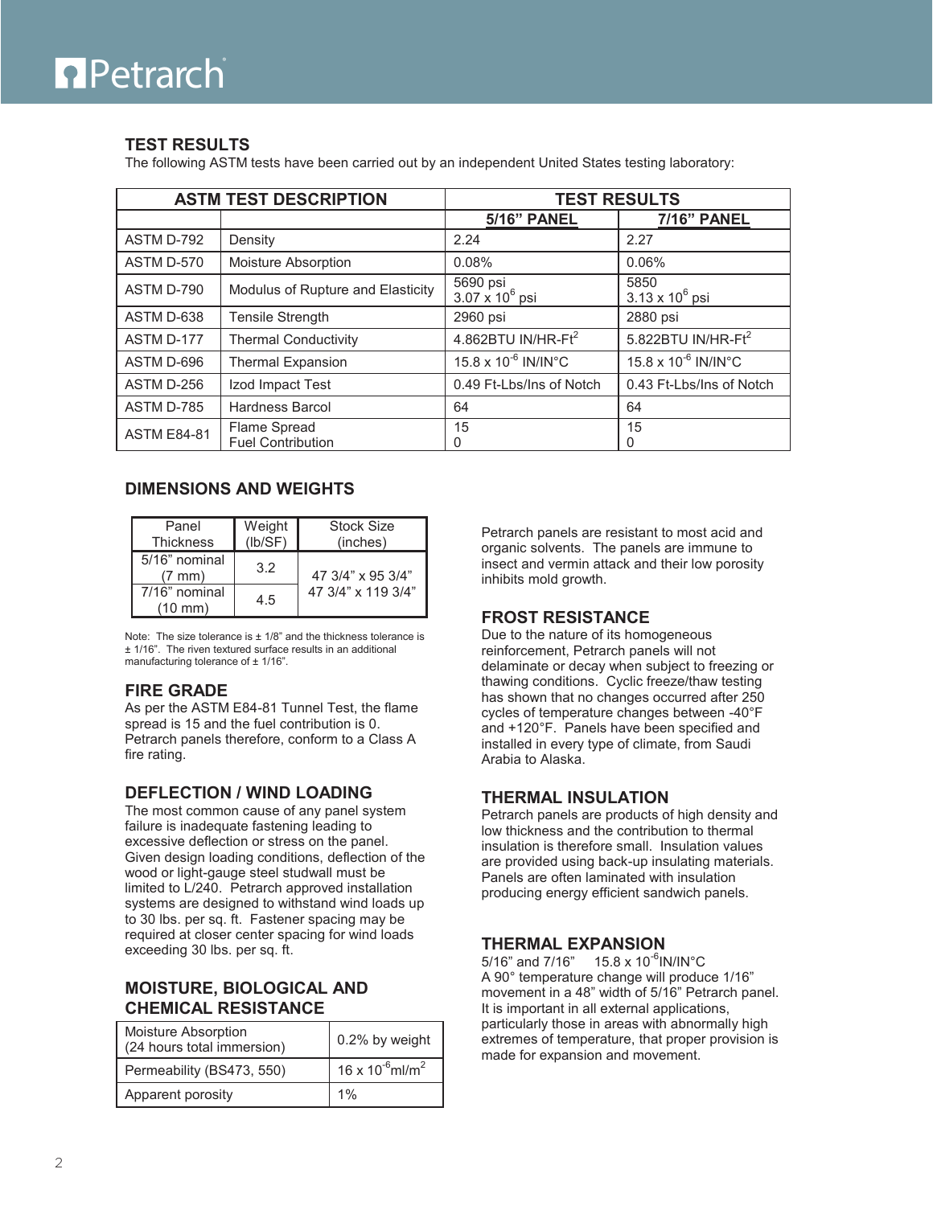## TEST RESULTS

The following ASTM tests have been carried out by an independent United States testing laboratory:

| ASTM TEST DESCRIPTION | | TEST RESULTS | |
|---|---|---|---|
| | | 5/16" PANEL | 7/16" PANEL |
| ASTM D-792 | Density | 2.24 | 2.27 |
| ASTM D-570 | Moisture Absorption | 0.08% | 0.06% |
| ASTM D-790 | Modulus of Rupture and Elasticity | 5690 psi<br>$3.07 \times 10^6$ psi | 5850<br>$3.13 \times 10^6$ psi |
| ASTM D-638 | Tensile Strength | 2960 psi | 2880 psi |
| ASTM D-177 | Thermal Conductivity | 4.862BTU IN/HR-$Ft^2$ | 5.822BTU IN/HR-$Ft^2$ |
| ASTM D-696 | Thermal Expansion | $15.8 \times 10^{-6}$ IN/IN°C | $15.8 \times 10^{-6}$ IN/IN°C |
| ASTM D-256 | Izod Impact Test | 0.49 Ft-Lbs/Ins of Notch | 0.43 Ft-Lbs/Ins of Notch |
| ASTM D-785 | Hardness Barcol | 64 | 64 |
| ASTM E84-81 | Flame Spread<br>Fuel Contribution | 15<br>0 | 15<br>0 |

## DIMENSIONS AND WEIGHTS

| Panel Thickness | Weight (lb/SF) | Stock Size (inches) |
|---|---|---|
| 5/16" nominal (7 mm) | 3.2 | 47 3/4" x 95 3/4" |
| 7/16" nominal (10 mm) | 4.5 | 47 3/4" x 119 3/4" |

Note: The size tolerance is ± 1/8" and the thickness tolerance is ± 1/16". The riven textured surface results in an additional manufacturing tolerance of ± 1/16".

## FIRE GRADE

As per the ASTM E84-81 Tunnel Test, the flame spread is 15 and the fuel contribution is 0. Petrarch panels therefore, conform to a Class A fire rating.

## DEFLECTION / WIND LOADING

The most common cause of any panel system failure is inadequate fastening leading to excessive deflection or stress on the panel. Given design loading conditions, deflection of the wood or light-gauge steel studwall must be limited to L/240. Petrarch approved installation systems are designed to withstand wind loads up to 30 lbs. per sq. ft. Fastener spacing may be required at closer center spacing for wind loads exceeding 30 lbs. per sq. ft.

## MOISTURE, BIOLOGICAL AND CHEMICAL RESISTANCE

| Property | Value |
|---|---|
| Moisture Absorption (24 hours total immersion) | 0.2% by weight |
| Permeability (BS473, 550) | $16 \times 10^{-6}$ml/$m^2$ |
| Apparent porosity | 1% |

Petrarch panels are resistant to most acid and organic solvents. The panels are immune to insect and vermin attack and their low porosity inhibits mold growth.

## FROST RESISTANCE

Due to the nature of its homogeneous reinforcement, Petrarch panels will not delaminate or decay when subject to freezing or thawing conditions. Cyclic freeze/thaw testing has shown that no changes occurred after 250 cycles of temperature changes between -40°F and +120°F. Panels have been specified and installed in every type of climate, from Saudi Arabia to Alaska.

## THERMAL INSULATION

Petrarch panels are products of high density and low thickness and the contribution to thermal insulation is therefore small. Insulation values are provided using back-up insulating materials. Panels are often laminated with insulation producing energy efficient sandwich panels.

## THERMAL EXPANSION

5/16" and 7/16" $15.8 \times 10^{-6}$IN/IN°C

A 90° temperature change will produce 1/16" movement in a 48" width of 5/16" Petrarch panel. It is important in all external applications, particularly those in areas with abnormally high extremes of temperature, that proper provision is made for expansion and movement.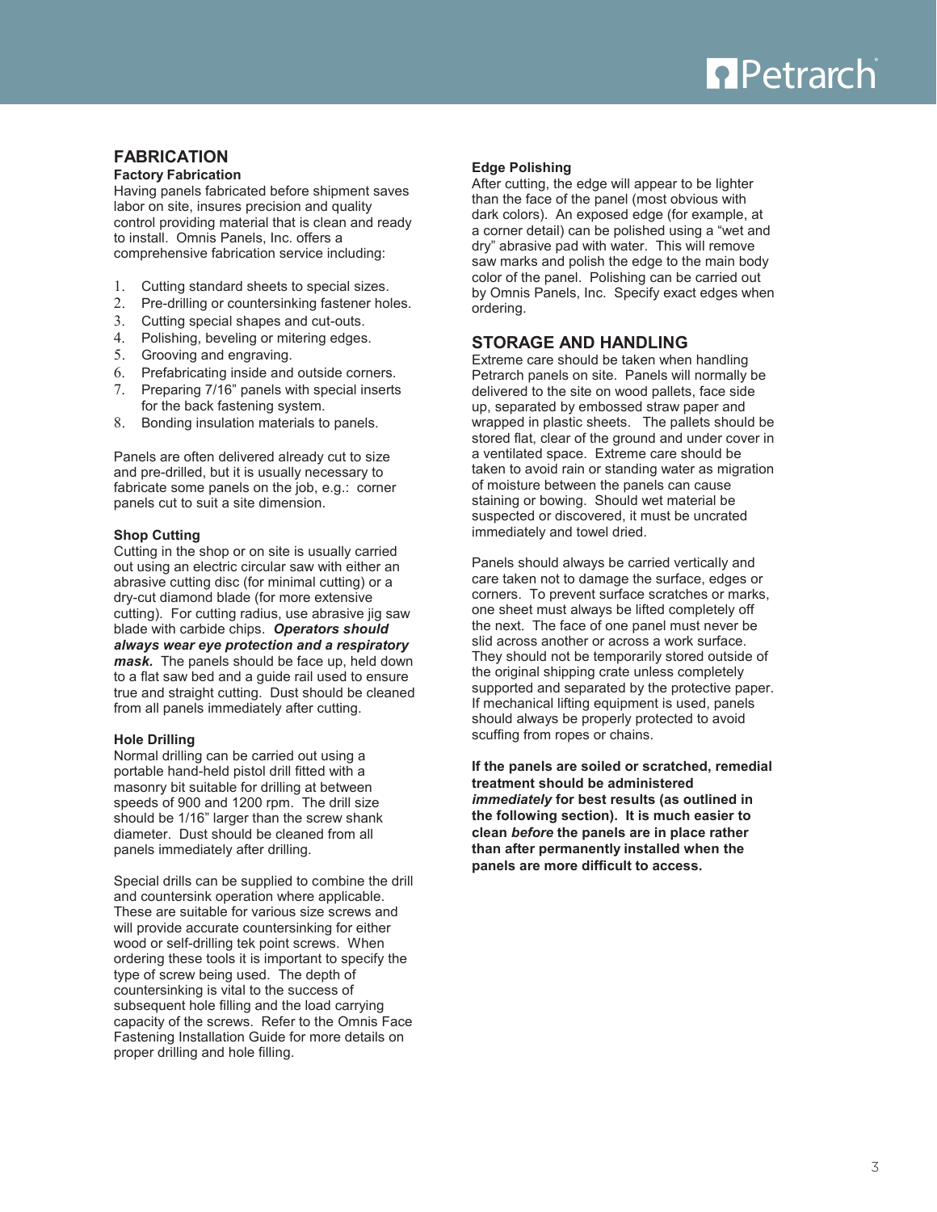## FABRICATION

### Factory Fabrication

Having panels fabricated before shipment saves labor on site, insures precision and quality control providing material that is clean and ready to install. Omnis Panels, Inc. offers a comprehensive fabrication service including:

1. Cutting standard sheets to special sizes.
2. Pre-drilling or countersinking fastener holes.
3. Cutting special shapes and cut-outs.
4. Polishing, beveling or mitering edges.
5. Grooving and engraving.
6. Prefabricating inside and outside corners.
7. Preparing 7/16" panels with special inserts for the back fastening system.
8. Bonding insulation materials to panels.

Panels are often delivered already cut to size and pre-drilled, but it is usually necessary to fabricate some panels on the job, e.g.: corner panels cut to suit a site dimension.

### Shop Cutting

Cutting in the shop or on site is usually carried out using an electric circular saw with either an abrasive cutting disc (for minimal cutting) or a dry-cut diamond blade (for more extensive cutting). For cutting radius, use abrasive jig saw blade with carbide chips. ***Operators should always wear eye protection and a respiratory mask.*** The panels should be face up, held down to a flat saw bed and a guide rail used to ensure true and straight cutting. Dust should be cleaned from all panels immediately after cutting.

### Hole Drilling

Normal drilling can be carried out using a portable hand-held pistol drill fitted with a masonry bit suitable for drilling at between speeds of 900 and 1200 rpm. The drill size should be 1/16" larger than the screw shank diameter. Dust should be cleaned from all panels immediately after drilling.

Special drills can be supplied to combine the drill and countersink operation where applicable. These are suitable for various size screws and will provide accurate countersinking for either wood or self-drilling tek point screws. When ordering these tools it is important to specify the type of screw being used. The depth of countersinking is vital to the success of subsequent hole filling and the load carrying capacity of the screws. Refer to the Omnis Face Fastening Installation Guide for more details on proper drilling and hole filling.

### Edge Polishing

After cutting, the edge will appear to be lighter than the face of the panel (most obvious with dark colors). An exposed edge (for example, at a corner detail) can be polished using a "wet and dry" abrasive pad with water. This will remove saw marks and polish the edge to the main body color of the panel. Polishing can be carried out by Omnis Panels, Inc. Specify exact edges when ordering.

## STORAGE AND HANDLING

Extreme care should be taken when handling Petrarch panels on site. Panels will normally be delivered to the site on wood pallets, face side up, separated by embossed straw paper and wrapped in plastic sheets. The pallets should be stored flat, clear of the ground and under cover in a ventilated space. Extreme care should be taken to avoid rain or standing water as migration of moisture between the panels can cause staining or bowing. Should wet material be suspected or discovered, it must be uncrated immediately and towel dried.

Panels should always be carried vertically and care taken not to damage the surface, edges or corners. To prevent surface scratches or marks, one sheet must always be lifted completely off the next. The face of one panel must never be slid across another or across a work surface. They should not be temporarily stored outside of the original shipping crate unless completely supported and separated by the protective paper. If mechanical lifting equipment is used, panels should always be properly protected to avoid scuffing from ropes or chains.

**If the panels are soiled or scratched, remedial treatment should be administered *immediately* for best results (as outlined in the following section). It is much easier to clean *before* the panels are in place rather than after permanently installed when the panels are more difficult to access.**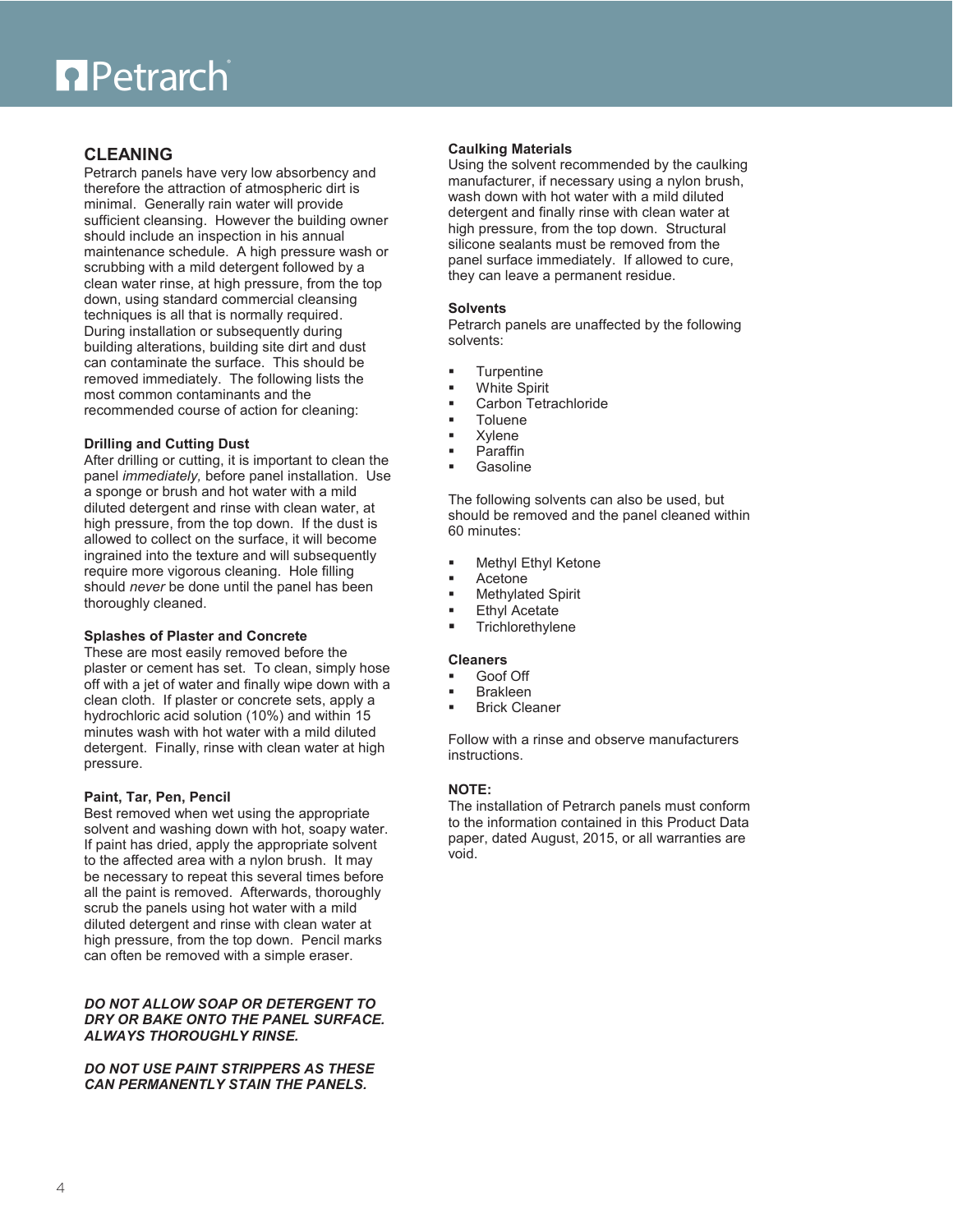## CLEANING

Petrarch panels have very low absorbency and therefore the attraction of atmospheric dirt is minimal. Generally rain water will provide sufficient cleansing. However the building owner should include an inspection in his annual maintenance schedule. A high pressure wash or scrubbing with a mild detergent followed by a clean water rinse, at high pressure, from the top down, using standard commercial cleansing techniques is all that is normally required. During installation or subsequently during building alterations, building site dirt and dust can contaminate the surface. This should be removed immediately. The following lists the most common contaminants and the recommended course of action for cleaning:

### Drilling and Cutting Dust

After drilling or cutting, it is important to clean the panel *immediately,* before panel installation. Use a sponge or brush and hot water with a mild diluted detergent and rinse with clean water, at high pressure, from the top down. If the dust is allowed to collect on the surface, it will become ingrained into the texture and will subsequently require more vigorous cleaning. Hole filling should *never* be done until the panel has been thoroughly cleaned.

### Splashes of Plaster and Concrete

These are most easily removed before the plaster or cement has set. To clean, simply hose off with a jet of water and finally wipe down with a clean cloth. If plaster or concrete sets, apply a hydrochloric acid solution (10%) and within 15 minutes wash with hot water with a mild diluted detergent. Finally, rinse with clean water at high pressure.

### Paint, Tar, Pen, Pencil

Best removed when wet using the appropriate solvent and washing down with hot, soapy water. If paint has dried, apply the appropriate solvent to the affected area with a nylon brush. It may be necessary to repeat this several times before all the paint is removed. Afterwards, thoroughly scrub the panels using hot water with a mild diluted detergent and rinse with clean water at high pressure, from the top down. Pencil marks can often be removed with a simple eraser.

***DO NOT ALLOW SOAP OR DETERGENT TO DRY OR BAKE ONTO THE PANEL SURFACE. ALWAYS THOROUGHLY RINSE.***

***DO NOT USE PAINT STRIPPERS AS THESE CAN PERMANENTLY STAIN THE PANELS.***

### Caulking Materials

Using the solvent recommended by the caulking manufacturer, if necessary using a nylon brush, wash down with hot water with a mild diluted detergent and finally rinse with clean water at high pressure, from the top down. Structural silicone sealants must be removed from the panel surface immediately. If allowed to cure, they can leave a permanent residue.

### Solvents

Petrarch panels are unaffected by the following solvents:

- Turpentine
- White Spirit
- Carbon Tetrachloride
- Toluene
- Xylene
- Paraffin
- Gasoline

The following solvents can also be used, but should be removed and the panel cleaned within 60 minutes:

- Methyl Ethyl Ketone
- Acetone
- Methylated Spirit
- Ethyl Acetate
- Trichlorethylene

### Cleaners

- Goof Off
- Brakleen
- Brick Cleaner

Follow with a rinse and observe manufacturers instructions.

**NOTE:**

The installation of Petrarch panels must conform to the information contained in this Product Data paper, dated August, 2015, or all warranties are void.